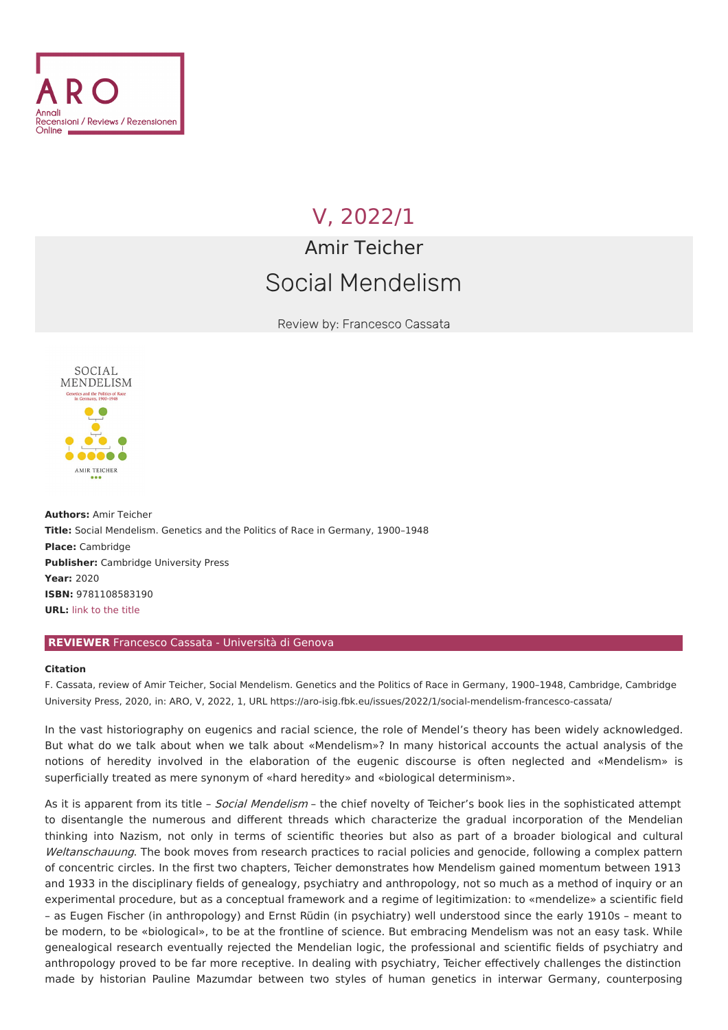# V, 2022/1

## Amir Teicher

# Social Mendelism

Review by: Francesco Cassata

**Authors:** Amir Teicher
**Title:** Social Mendelism. Genetics and the Politics of Race in Germany, 1900–1948
**Place:** Cambridge
**Publisher:** Cambridge University Press
**Year:** 2020
**ISBN:** 9781108583190
**URL:** link to the title

**REVIEWER** Francesco Cassata - Università di Genova

**Citation**

F. Cassata, review of Amir Teicher, Social Mendelism. Genetics and the Politics of Race in Germany, 1900–1948, Cambridge, Cambridge University Press, 2020, in: ARO, V, 2022, 1, URL https://aro-isig.fbk.eu/issues/2022/1/social-mendelism-francesco-cassata/

In the vast historiography on eugenics and racial science, the role of Mendel's theory has been widely acknowledged. But what do we talk about when we talk about «Mendelism»? In many historical accounts the actual analysis of the notions of heredity involved in the elaboration of the eugenic discourse is often neglected and «Mendelism» is superficially treated as mere synonym of «hard heredity» and «biological determinism».

As it is apparent from its title – *Social Mendelism* – the chief novelty of Teicher's book lies in the sophisticated attempt to disentangle the numerous and different threads which characterize the gradual incorporation of the Mendelian thinking into Nazism, not only in terms of scientific theories but also as part of a broader biological and cultural *Weltanschauung*. The book moves from research practices to racial policies and genocide, following a complex pattern of concentric circles. In the first two chapters, Teicher demonstrates how Mendelism gained momentum between 1913 and 1933 in the disciplinary fields of genealogy, psychiatry and anthropology, not so much as a method of inquiry or an experimental procedure, but as a conceptual framework and a regime of legitimization: to «mendelize» a scientific field – as Eugen Fischer (in anthropology) and Ernst Rüdin (in psychiatry) well understood since the early 1910s – meant to be modern, to be «biological», to be at the frontline of science. But embracing Mendelism was not an easy task. While genealogical research eventually rejected the Mendelian logic, the professional and scientific fields of psychiatry and anthropology proved to be far more receptive. In dealing with psychiatry, Teicher effectively challenges the distinction made by historian Pauline Mazumdar between two styles of human genetics in interwar Germany, counterposing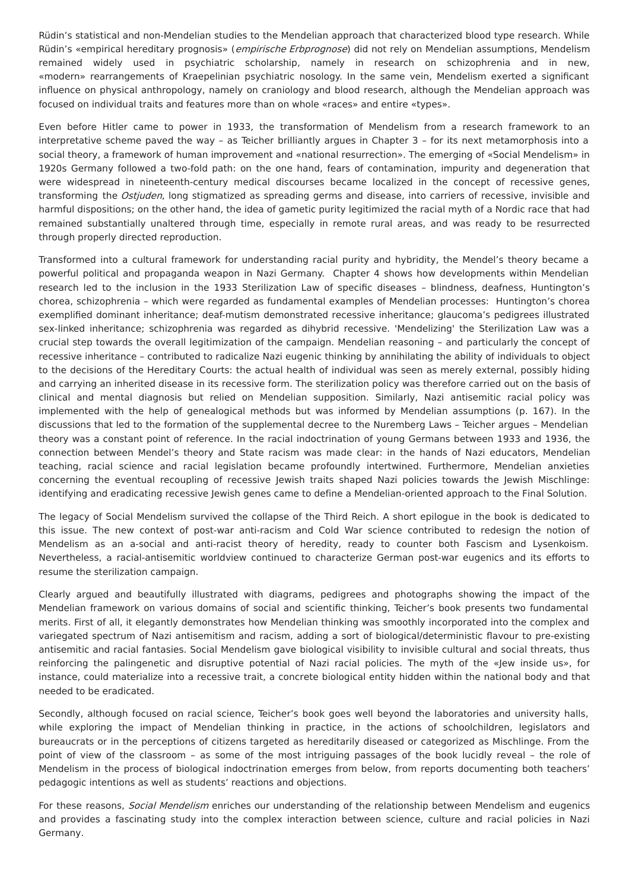Rüdin's statistical and non-Mendelian studies to the Mendelian approach that characterized blood type research. While Rüdin's «empirical hereditary prognosis» (*empirische Erbprognose*) did not rely on Mendelian assumptions, Mendelism remained widely used in psychiatric scholarship, namely in research on schizophrenia and in new, «modern» rearrangements of Kraepelinian psychiatric nosology. In the same vein, Mendelism exerted a significant influence on physical anthropology, namely on craniology and blood research, although the Mendelian approach was focused on individual traits and features more than on whole «races» and entire «types».

Even before Hitler came to power in 1933, the transformation of Mendelism from a research framework to an interpretative scheme paved the way – as Teicher brilliantly argues in Chapter 3 – for its next metamorphosis into a social theory, a framework of human improvement and «national resurrection». The emerging of «Social Mendelism» in 1920s Germany followed a two-fold path: on the one hand, fears of contamination, impurity and degeneration that were widespread in nineteenth-century medical discourses became localized in the concept of recessive genes, transforming the *Ostjuden*, long stigmatized as spreading germs and disease, into carriers of recessive, invisible and harmful dispositions; on the other hand, the idea of gametic purity legitimized the racial myth of a Nordic race that had remained substantially unaltered through time, especially in remote rural areas, and was ready to be resurrected through properly directed reproduction.

Transformed into a cultural framework for understanding racial purity and hybridity, the Mendel's theory became a powerful political and propaganda weapon in Nazi Germany. Chapter 4 shows how developments within Mendelian research led to the inclusion in the 1933 Sterilization Law of specific diseases – blindness, deafness, Huntington's chorea, schizophrenia – which were regarded as fundamental examples of Mendelian processes: Huntington's chorea exemplified dominant inheritance; deaf-mutism demonstrated recessive inheritance; glaucoma's pedigrees illustrated sex-linked inheritance; schizophrenia was regarded as dihybrid recessive. 'Mendelizing' the Sterilization Law was a crucial step towards the overall legitimization of the campaign. Mendelian reasoning – and particularly the concept of recessive inheritance – contributed to radicalize Nazi eugenic thinking by annihilating the ability of individuals to object to the decisions of the Hereditary Courts: the actual health of individual was seen as merely external, possibly hiding and carrying an inherited disease in its recessive form. The sterilization policy was therefore carried out on the basis of clinical and mental diagnosis but relied on Mendelian supposition. Similarly, Nazi antisemitic racial policy was implemented with the help of genealogical methods but was informed by Mendelian assumptions (p. 167). In the discussions that led to the formation of the supplemental decree to the Nuremberg Laws – Teicher argues – Mendelian theory was a constant point of reference. In the racial indoctrination of young Germans between 1933 and 1936, the connection between Mendel's theory and State racism was made clear: in the hands of Nazi educators, Mendelian teaching, racial science and racial legislation became profoundly intertwined. Furthermore, Mendelian anxieties concerning the eventual recoupling of recessive Jewish traits shaped Nazi policies towards the Jewish Mischlinge: identifying and eradicating recessive Jewish genes came to define a Mendelian-oriented approach to the Final Solution.

The legacy of Social Mendelism survived the collapse of the Third Reich. A short epilogue in the book is dedicated to this issue. The new context of post-war anti-racism and Cold War science contributed to redesign the notion of Mendelism as an a-social and anti-racist theory of heredity, ready to counter both Fascism and Lysenkoism. Nevertheless, a racial-antisemitic worldview continued to characterize German post-war eugenics and its efforts to resume the sterilization campaign.

Clearly argued and beautifully illustrated with diagrams, pedigrees and photographs showing the impact of the Mendelian framework on various domains of social and scientific thinking, Teicher's book presents two fundamental merits. First of all, it elegantly demonstrates how Mendelian thinking was smoothly incorporated into the complex and variegated spectrum of Nazi antisemitism and racism, adding a sort of biological/deterministic flavour to pre-existing antisemitic and racial fantasies. Social Mendelism gave biological visibility to invisible cultural and social threats, thus reinforcing the palingenetic and disruptive potential of Nazi racial policies. The myth of the «Jew inside us», for instance, could materialize into a recessive trait, a concrete biological entity hidden within the national body and that needed to be eradicated.

Secondly, although focused on racial science, Teicher's book goes well beyond the laboratories and university halls, while exploring the impact of Mendelian thinking in practice, in the actions of schoolchildren, legislators and bureaucrats or in the perceptions of citizens targeted as hereditarily diseased or categorized as Mischlinge. From the point of view of the classroom – as some of the most intriguing passages of the book lucidly reveal – the role of Mendelism in the process of biological indoctrination emerges from below, from reports documenting both teachers' pedagogic intentions as well as students' reactions and objections.

For these reasons, *Social Mendelism* enriches our understanding of the relationship between Mendelism and eugenics and provides a fascinating study into the complex interaction between science, culture and racial policies in Nazi Germany.